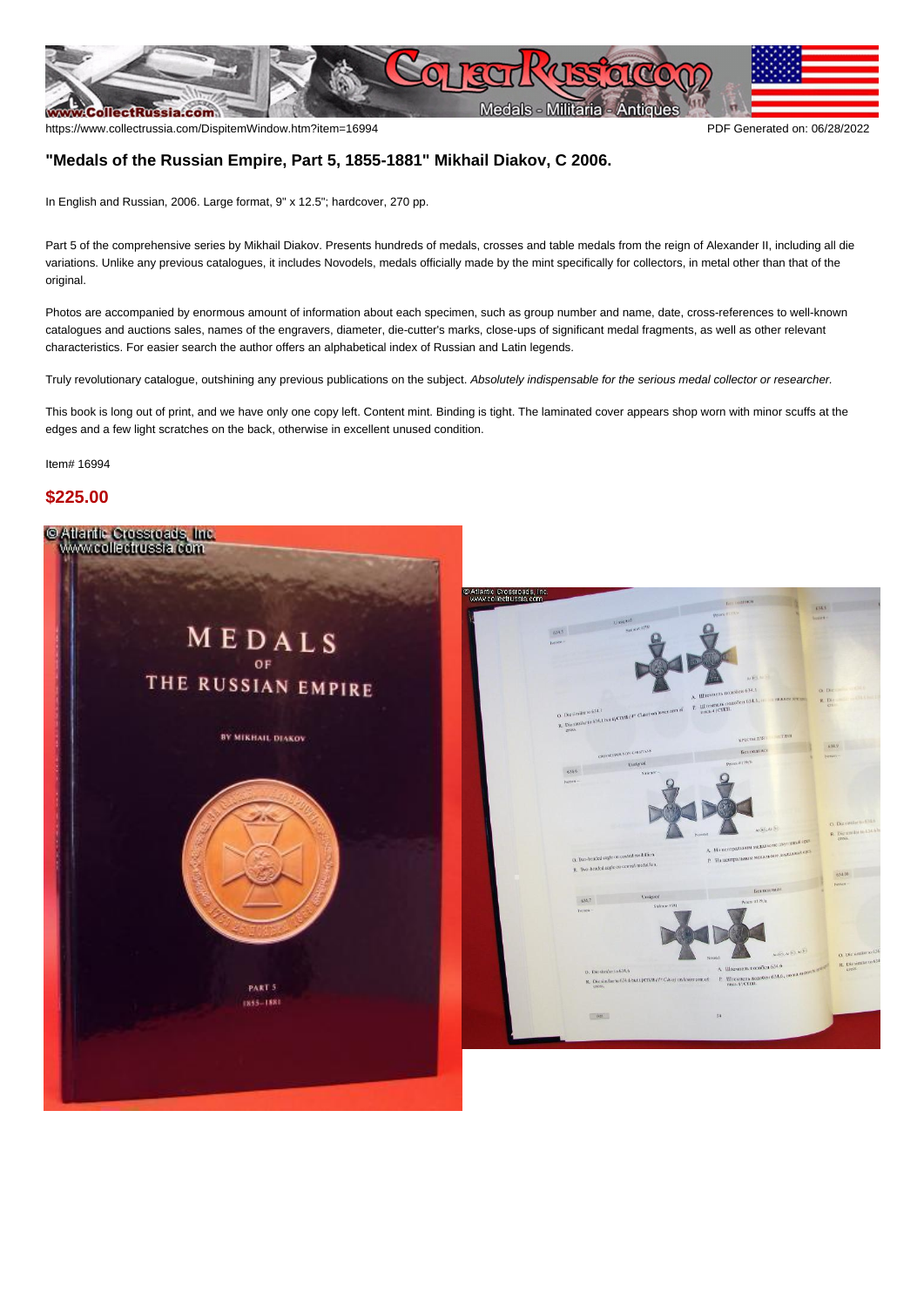## "Medals of the Russian Empire, Part 5, 1855-1881" Mikhail Diakov, C 2006.

In English and Russian, 2006. Large format, 9" x 12.5"; hardcover, 270 pp.

Part 5 of the comprehensive series by Mikhail Diakov. Presents hundreds of medals, crosses and table medals from the reign of Alexander II, including all die variations. Unlike any previous catalogues, it includes Novodels, medals officially made by the mint specifically for collectors, in metal other than that of the original.

Photos are accompanied by enormous amount of information about each specimen, such as group number and name, date, cross-references to well-known catalogues and auctions sales, names of the engravers, diameter, die-cutter's marks, close-ups of significant medal fragments, as well as other relevant characteristics. For easier search the author offers an alphabetical index of Russian and Latin legends.

Truly revolutionary catalogue, outshining any previous publications on the subject. *Absolutely indispensable for the serious medal collector or researcher.*

This book is long out of print, and we have only one copy left. Content mint. Binding is tight. The laminated cover appears shop worn with minor scuffs at the edges and a few light scratches on the back, otherwise in excellent unused condition.

Item# 16994

**$225.00**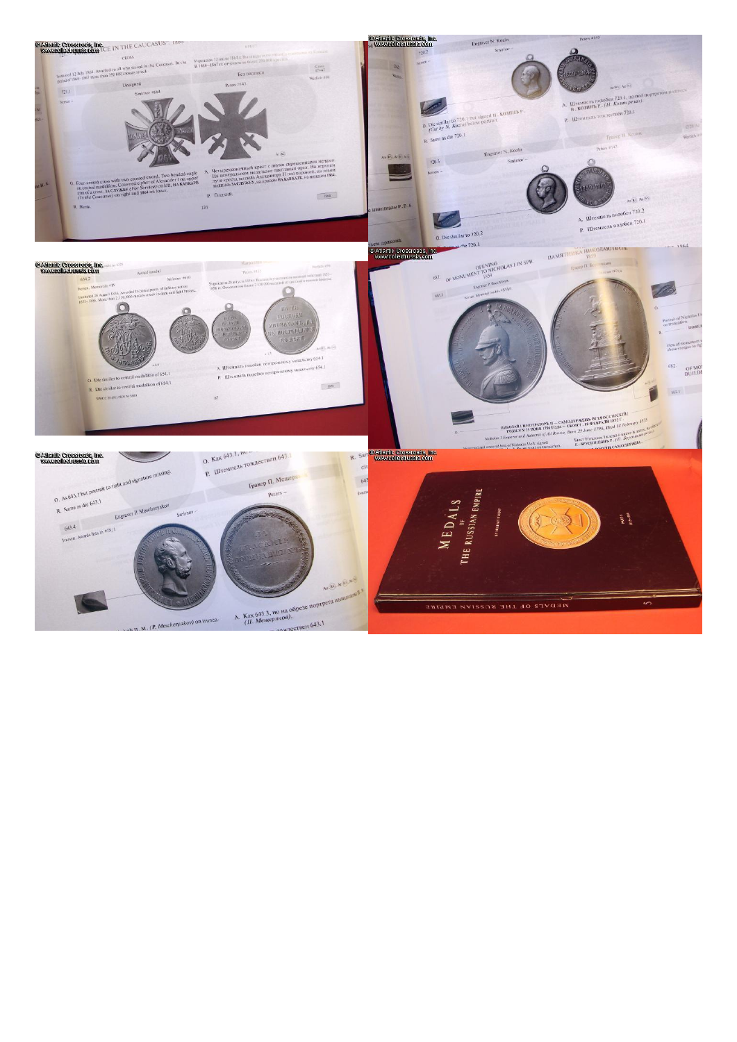"...CE IN THE CAUCASUS". 1864

CROSS — КРЕСТ

Instituted 12 July 1864. Awarded to all who served in the Caucasus. In the period of 1864–1867 more than 250 000 crosses struck.

Учрежден 12 июля 1864 г. Выдавался всем служившим на Кавказе. В 1864–1867 гг. отчеканено более 250 000 крестов.

721.1 — Unsigned — Без подписи

Smirnov #664 — Petrov #143

O. Four-armed cross with two crossed sword. Two headed eagle on central medallion. Crowned cipher of Alexander I on upper arm of a cross. ЗА СЛУЖБУ (For Service) on left, НА КАВКАЗЪ (In the Caucasus) on right and 1864 on lower.

А. Четырехконечный крест с двумя скрещенными мечами. На центральном медальоне двуглавый орел. На верхнем луче креста вензель Александра II под короной, на левом надпись ЗА СЛУЖБУ, на правом НА КАВКАЗЪ, на нижнем 1864.

R. Blank.

Р. Гладкий.

---

720.2 — Engraver N. Kozin — Smirnov –

O. Die similar to 720.1 but signed Н. КОЗИНЪ Р. (Cut by N. Kozin) below portrait.

R. Same as die 720.1

А. Штемпель подобен 720.1, но под портретом подпись Н. КОЗИНЪ Р. (Н. Козин резал).

Р. Штемпель тождествен 720.1.

720.3 — Engraver N. Kozin — Гравер Н. Козин — Smirnov –

O. Die similar to 720.2

А. Штемпель подобен 720.2

Р. Штемпель подобен 720.1

---

654.2 — Award medal — Наградная медаль — Smirnov #630

Instituted 26 August 1856. Awarded to participants of military actions 1853–1856. More than 2 170 000 medals struck (in dark and light bronze).

O. Die similar to central medallion of 654.1

R. Die similar to central medallion of 654.1

А. Штемпель подобен центральному медальону 654.1

Р. Штемпель подобен центральному медальону 654.1

1856

---

681 — OPENING OF MONUMENT TO NICHOLAS I IN SPB. 1859 — ПАМЯТНИКА НИКОЛАЮ I В СПБ. 1859

681.1 — Engraver P. Brusnitsyn — Гравер П. Брусницын

НИКОЛАЙ I ИМПЕРАТОРЪ И САМОДЕРЖЕЦЪ ВСЕРОССІЙСКІЙ РОДИЛСЯ 25 ИЮНЯ 1796 ГОДА — СКОНЧ. 18 ФЕВРАЛЯ 1855 Г.

Nicholas I Emperor and Autocrat of All Russia. Born 25 June 1796. Died 18 February 1855

---

O. Как 643.1, но...

Р. Штемпель тождествен 643.1

O. As 643.1 but portrait to right and signature missing.

R. Same as die 643.1

643.4 — Engraver P. Mescheryakov — Гравер П. Мещеряков — Smirnov – — Peters –

А. Как 643.3, но на обрезе портрета инициалы П. М. (П. Мещеряков).

...with П. М. (P. Mescheryakov) on trunca-

Р. Штемпель тождествен 643.1

---

MEDALS OF THE RUSSIAN EMPIRE

5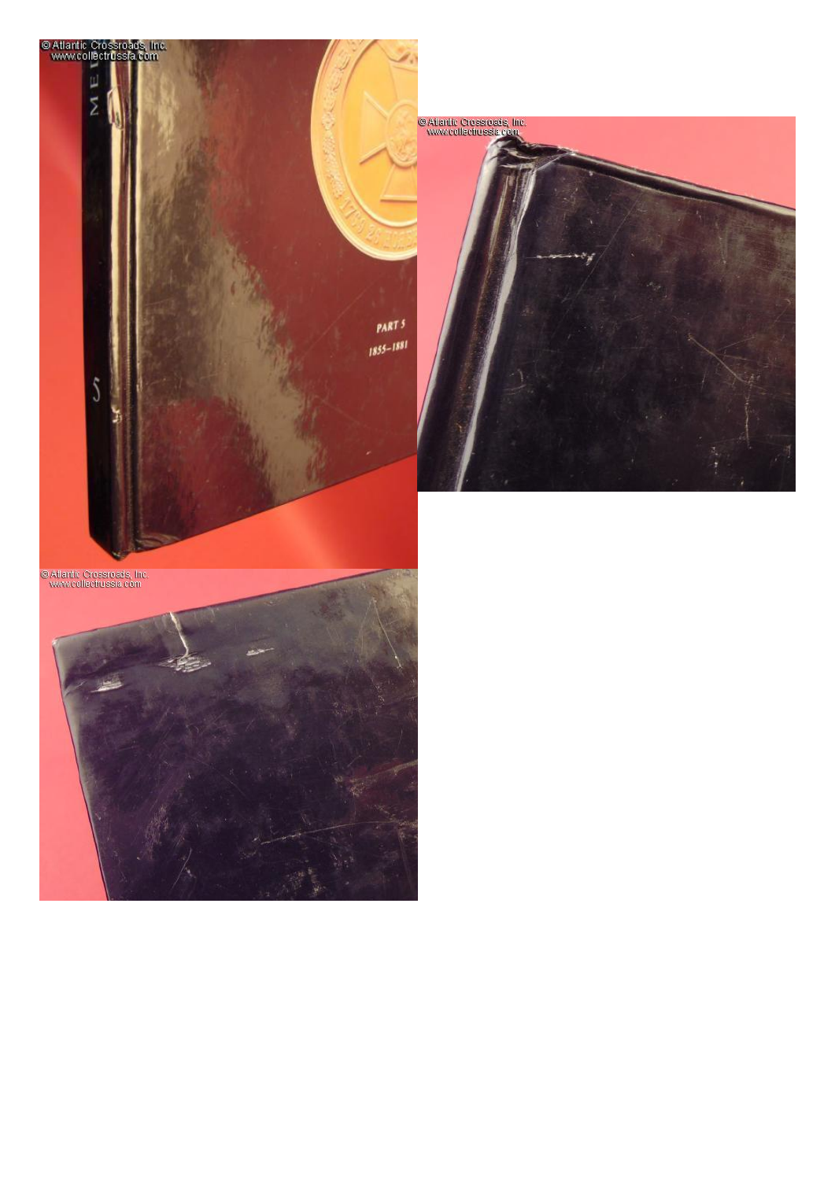© Atlantic Crossroads, Inc.
www.collectrussia.com

PART 5

1855–1881

© Atlantic Crossroads, Inc.
www.collectrussia.com

© Atlantic Crossroads, Inc.
www.collectrussia.com